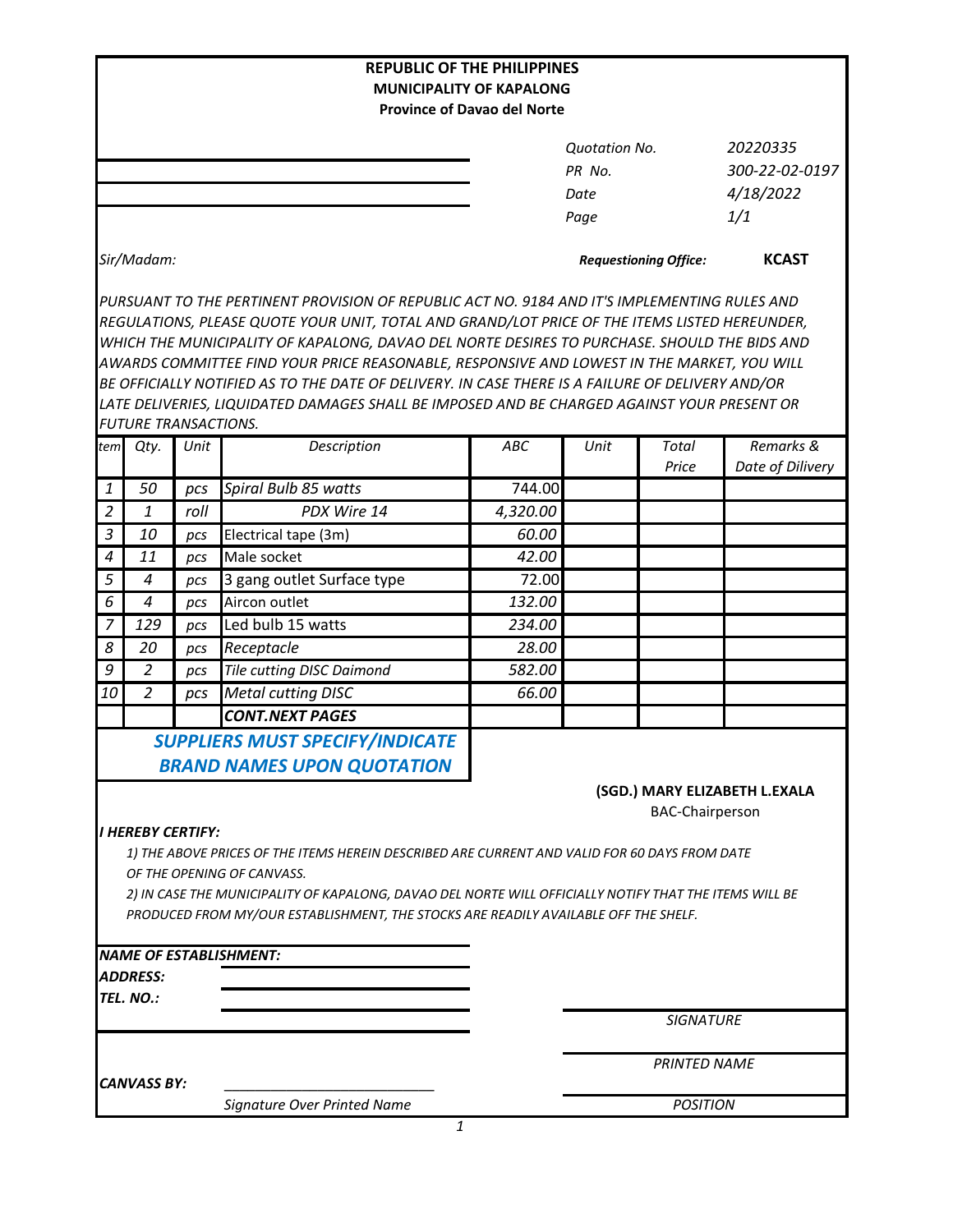**REPUBLIC OF THE PHILIPPINES**
**MUNICIPALITY OF KAPALONG**
**Province of Davao del Norte**

| | |
|---|---|
| *Quotation No.* | *20220335* |
| *PR No.* | *300-22-02-0197* |
| *Date* | *4/18/2022* |
| *Page* | *1/1* |

*Sir/Madam:*

***Requestioning Office:*** **KCAST**

*PURSUANT TO THE PERTINENT PROVISION OF REPUBLIC ACT NO. 9184 AND IT'S IMPLEMENTING RULES AND REGULATIONS, PLEASE QUOTE YOUR UNIT, TOTAL AND GRAND/LOT PRICE OF THE ITEMS LISTED HEREUNDER, WHICH THE MUNICIPALITY OF KAPALONG, DAVAO DEL NORTE DESIRES TO PURCHASE. SHOULD THE BIDS AND AWARDS COMMITTEE FIND YOUR PRICE REASONABLE, RESPONSIVE AND LOWEST IN THE MARKET, YOU WILL BE OFFICIALLY NOTIFIED AS TO THE DATE OF DELIVERY. IN CASE THERE IS A FAILURE OF DELIVERY AND/OR LATE DELIVERIES, LIQUIDATED DAMAGES SHALL BE IMPOSED AND BE CHARGED AGAINST YOUR PRESENT OR FUTURE TRANSACTIONS.*

| *tem* | *Qty.* | *Unit* | *Description* | *ABC* | *Unit* | *Total Price* | *Remarks & Date of Dilivery* |
|---|---|---|---|---|---|---|---|
| *1* | *50* | *pcs* | *Spiral Bulb 85 watts* | 744.00 | | | |
| *2* | *1* | *roll* | PDX Wire 14 | *4,320.00* | | | |
| *3* | *10* | *pcs* | Electrical tape (3m) | *60.00* | | | |
| *4* | *11* | *pcs* | Male socket | *42.00* | | | |
| *5* | *4* | *pcs* | 3 gang outlet Surface type | 72.00 | | | |
| *6* | *4* | *pcs* | Aircon outlet | *132.00* | | | |
| *7* | *129* | *pcs* | Led bulb 15 watts | *234.00* | | | |
| *8* | *20* | *pcs* | *Receptacle* | *28.00* | | | |
| *9* | *2* | *pcs* | *Tile cutting DISC Daimond* | *582.00* | | | |
| *10* | *2* | *pcs* | *Metal cutting DISC* | *66.00* | | | |
| | | | ***CONT.NEXT PAGES*** | | | | |

***SUPPLIERS MUST SPECIFY/INDICATE BRAND NAMES UPON QUOTATION***

**(SGD.) MARY ELIZABETH L.EXALA**
BAC-Chairperson

***I HEREBY CERTIFY:***

*1) THE ABOVE PRICES OF THE ITEMS HEREIN DESCRIBED ARE CURRENT AND VALID FOR 60 DAYS FROM DATE OF THE OPENING OF CANVASS.*

*2) IN CASE THE MUNICIPALITY OF KAPALONG, DAVAO DEL NORTE WILL OFFICIALLY NOTIFY THAT THE ITEMS WILL BE PRODUCED FROM MY/OUR ESTABLISHMENT, THE STOCKS ARE READILY AVAILABLE OFF THE SHELF.*

***NAME OF ESTABLISHMENT:*** ____________________

***ADDRESS:*** ____________________

***TEL. NO.:*** ____________________

____________________
*SIGNATURE*

____________________
*PRINTED NAME*

____________________
*POSITION*

***CANVASS BY:*** ____________________
*Signature Over Printed Name*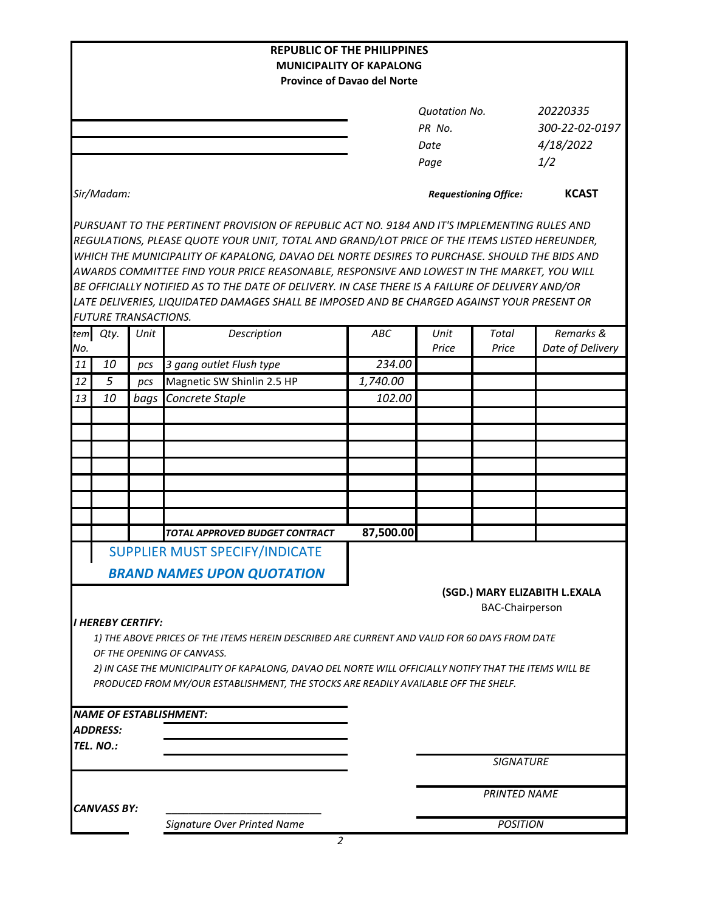**REPUBLIC OF THE PHILIPPINES**
**MUNICIPALITY OF KAPALONG**
**Province of Davao del Norte**

| | |
|---|---|
| *Quotation No.* | *20220335* |
| *PR No.* | *300-22-02-0197* |
| *Date* | *4/18/2022* |
| *Page* | *1/2* |

*Sir/Madam:*

***Requestioning Office:*** **KCAST**

*PURSUANT TO THE PERTINENT PROVISION OF REPUBLIC ACT NO. 9184 AND IT'S IMPLEMENTING RULES AND REGULATIONS, PLEASE QUOTE YOUR UNIT, TOTAL AND GRAND/LOT PRICE OF THE ITEMS LISTED HEREUNDER, WHICH THE MUNICIPALITY OF KAPALONG, DAVAO DEL NORTE DESIRES TO PURCHASE. SHOULD THE BIDS AND AWARDS COMMITTEE FIND YOUR PRICE REASONABLE, RESPONSIVE AND LOWEST IN THE MARKET, YOU WILL BE OFFICIALLY NOTIFIED AS TO THE DATE OF DELIVERY. IN CASE THERE IS A FAILURE OF DELIVERY AND/OR LATE DELIVERIES, LIQUIDATED DAMAGES SHALL BE IMPOSED AND BE CHARGED AGAINST YOUR PRESENT OR FUTURE TRANSACTIONS.*

| Item No. | Qty. | Unit | Description | ABC | Unit Price | Total Price | Remarks & Date of Delivery |
|---|---|---|---|---|---|---|---|
| 11 | 10 | pcs | 3 gang outlet Flush type | 234.00 | | | |
| 12 | 5 | pcs | Magnetic SW Shinlin 2.5 HP | 1,740.00 | | | |
| 13 | 10 | bags | Concrete Staple | 102.00 | | | |
| | | | | | | | |
| | | | | | | | |
| | | | | | | | |
| | | | | | | | |
| | | | | | | | |
| | | | | | | | |
| | | | | | | | |
| | | | ***TOTAL APPROVED BUDGET CONTRACT*** | **87,500.00** | | | |

SUPPLIER MUST SPECIFY/INDICATE
***BRAND NAMES UPON QUOTATION***

**(SGD.) MARY ELIZABITH L.EXALA**
BAC-Chairperson

***I HEREBY CERTIFY:***

*1) THE ABOVE PRICES OF THE ITEMS HEREIN DESCRIBED ARE CURRENT AND VALID FOR 60 DAYS FROM DATE OF THE OPENING OF CANVASS.*

*2) IN CASE THE MUNICIPALITY OF KAPALONG, DAVAO DEL NORTE WILL OFFICIALLY NOTIFY THAT THE ITEMS WILL BE PRODUCED FROM MY/OUR ESTABLISHMENT, THE STOCKS ARE READILY AVAILABLE OFF THE SHELF.*

***NAME OF ESTABLISHMENT:*** ______________________

***ADDRESS:*** ______________________

***TEL. NO.:*** ______________________

______________________
*SIGNATURE*

______________________
*PRINTED NAME*

***CANVASS BY:*** ______________________
*Signature Over Printed Name*

______________________
*POSITION*